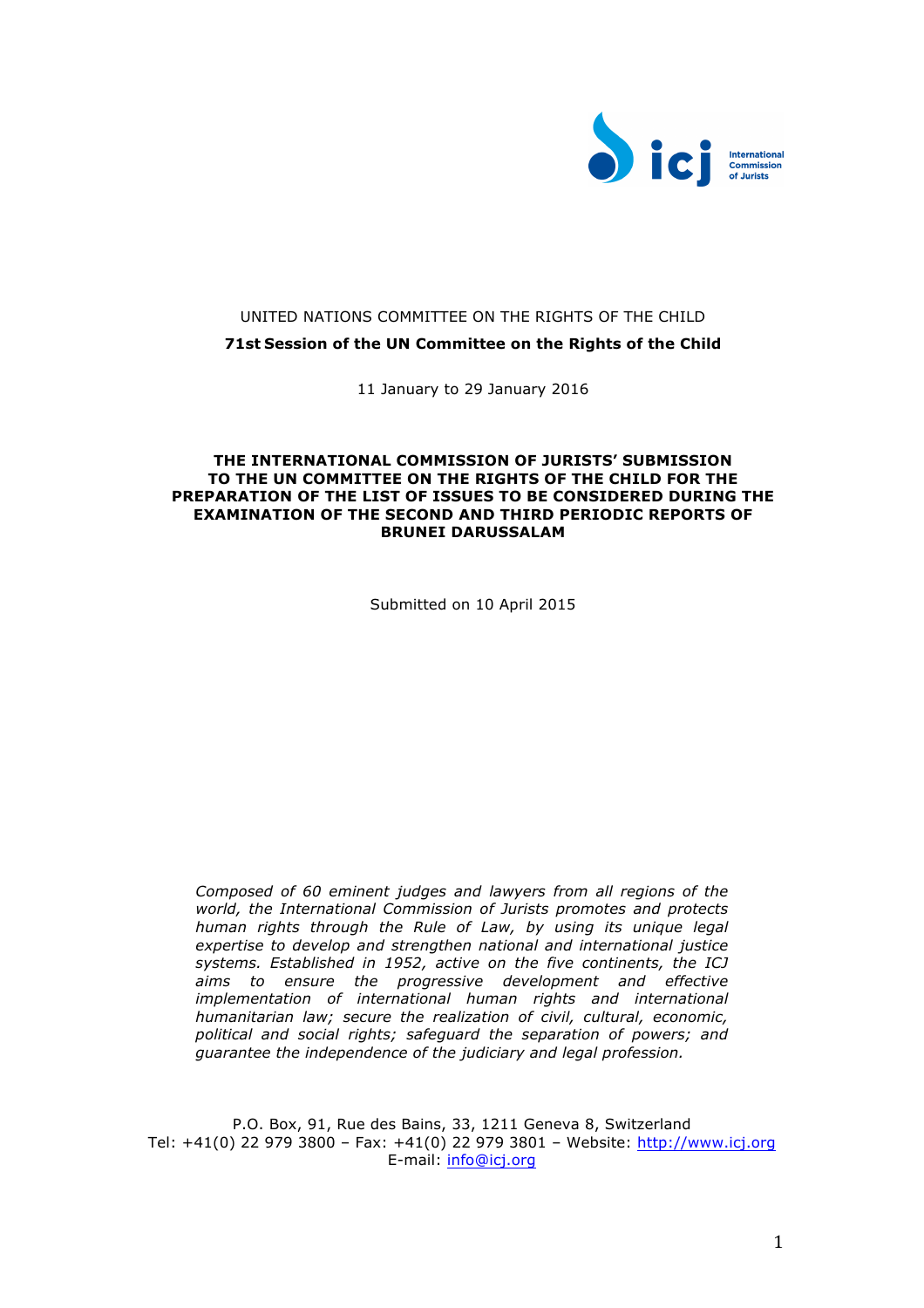UNITED NATIONS COMMITTEE ON THE RIGHTS OF THE CHILD

**71st Session of the UN Committee on the Rights of the Child**

11 January to 29 January 2016

# THE INTERNATIONAL COMMISSION OF JURISTS' SUBMISSION TO THE UN COMMITTEE ON THE RIGHTS OF THE CHILD FOR THE PREPARATION OF THE LIST OF ISSUES TO BE CONSIDERED DURING THE EXAMINATION OF THE SECOND AND THIRD PERIODIC REPORTS OF BRUNEI DARUSSALAM

Submitted on 10 April 2015

*Composed of 60 eminent judges and lawyers from all regions of the world, the International Commission of Jurists promotes and protects human rights through the Rule of Law, by using its unique legal expertise to develop and strengthen national and international justice systems. Established in 1952, active on the five continents, the ICJ aims to ensure the progressive development and effective implementation of international human rights and international humanitarian law; secure the realization of civil, cultural, economic, political and social rights; safeguard the separation of powers; and guarantee the independence of the judiciary and legal profession.*

P.O. Box, 91, Rue des Bains, 33, 1211 Geneva 8, Switzerland
Tel: +41(0) 22 979 3800 – Fax: +41(0) 22 979 3801 – Website: http://www.icj.org
E-mail: info@icj.org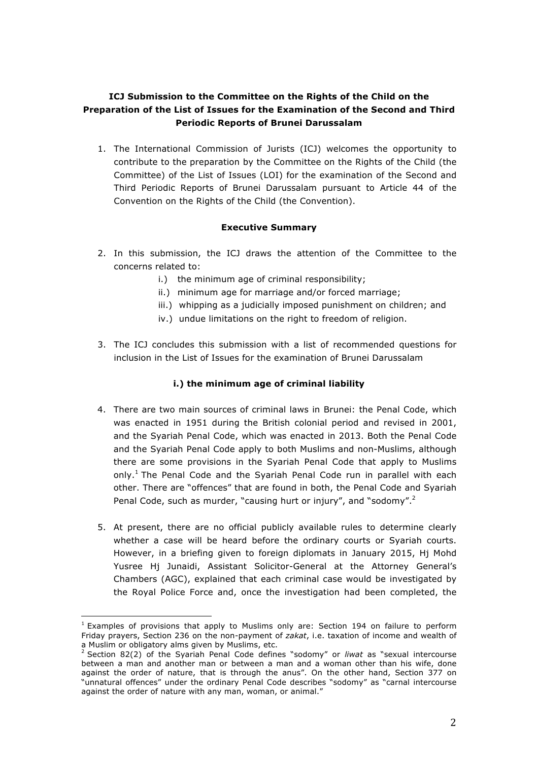**ICJ Submission to the Committee on the Rights of the Child on the Preparation of the List of Issues for the Examination of the Second and Third Periodic Reports of Brunei Darussalam**

1. The International Commission of Jurists (ICJ) welcomes the opportunity to contribute to the preparation by the Committee on the Rights of the Child (the Committee) of the List of Issues (LOI) for the examination of the Second and Third Periodic Reports of Brunei Darussalam pursuant to Article 44 of the Convention on the Rights of the Child (the Convention).

**Executive Summary**

2. In this submission, the ICJ draws the attention of the Committee to the concerns related to:
   - i.) the minimum age of criminal responsibility;
   - ii.) minimum age for marriage and/or forced marriage;
   - iii.) whipping as a judicially imposed punishment on children; and
   - iv.) undue limitations on the right to freedom of religion.

3. The ICJ concludes this submission with a list of recommended questions for inclusion in the List of Issues for the examination of Brunei Darussalam

**i.) the minimum age of criminal liability**

4. There are two main sources of criminal laws in Brunei: the Penal Code, which was enacted in 1951 during the British colonial period and revised in 2001, and the Syariah Penal Code, which was enacted in 2013. Both the Penal Code and the Syariah Penal Code apply to both Muslims and non-Muslims, although there are some provisions in the Syariah Penal Code that apply to Muslims only.[1] The Penal Code and the Syariah Penal Code run in parallel with each other. There are "offences" that are found in both, the Penal Code and Syariah Penal Code, such as murder, "causing hurt or injury", and "sodomy".[2]

5. At present, there are no official publicly available rules to determine clearly whether a case will be heard before the ordinary courts or Syariah courts. However, in a briefing given to foreign diplomats in January 2015, Hj Mohd Yusree Hj Junaidi, Assistant Solicitor-General at the Attorney General's Chambers (AGC), explained that each criminal case would be investigated by the Royal Police Force and, once the investigation had been completed, the

---

[1] Examples of provisions that apply to Muslims only are: Section 194 on failure to perform Friday prayers, Section 236 on the non-payment of *zakat*, i.e. taxation of income and wealth of a Muslim or obligatory alms given by Muslims, etc.

[2] Section 82(2) of the Syariah Penal Code defines "sodomy" or *liwat* as "sexual intercourse between a man and another man or between a man and a woman other than his wife, done against the order of nature, that is through the anus". On the other hand, Section 377 on "unnatural offences" under the ordinary Penal Code describes "sodomy" as "carnal intercourse against the order of nature with any man, woman, or animal."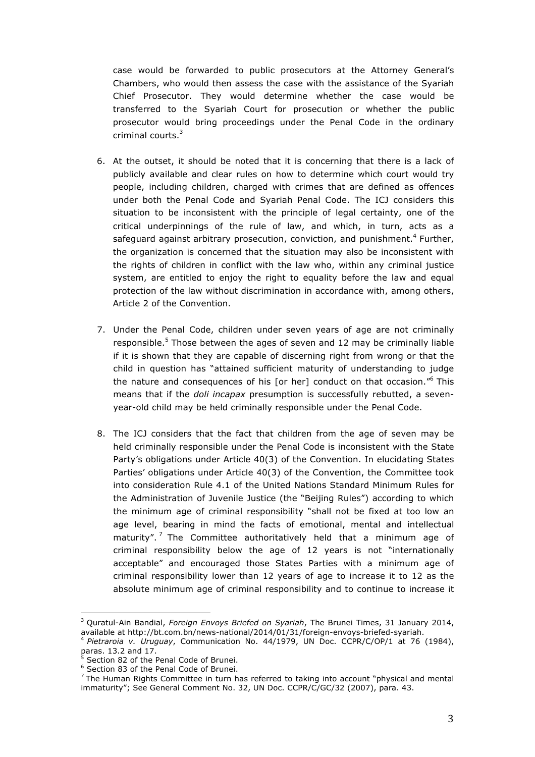case would be forwarded to public prosecutors at the Attorney General's Chambers, who would then assess the case with the assistance of the Syariah Chief Prosecutor. They would determine whether the case would be transferred to the Syariah Court for prosecution or whether the public prosecutor would bring proceedings under the Penal Code in the ordinary criminal courts.[3]

6. At the outset, it should be noted that it is concerning that there is a lack of publicly available and clear rules on how to determine which court would try people, including children, charged with crimes that are defined as offences under both the Penal Code and Syariah Penal Code. The ICJ considers this situation to be inconsistent with the principle of legal certainty, one of the critical underpinnings of the rule of law, and which, in turn, acts as a safeguard against arbitrary prosecution, conviction, and punishment.[4] Further, the organization is concerned that the situation may also be inconsistent with the rights of children in conflict with the law who, within any criminal justice system, are entitled to enjoy the right to equality before the law and equal protection of the law without discrimination in accordance with, among others, Article 2 of the Convention.

7. Under the Penal Code, children under seven years of age are not criminally responsible.[5] Those between the ages of seven and 12 may be criminally liable if it is shown that they are capable of discerning right from wrong or that the child in question has "attained sufficient maturity of understanding to judge the nature and consequences of his [or her] conduct on that occasion."[6] This means that if the *doli incapax* presumption is successfully rebutted, a seven-year-old child may be held criminally responsible under the Penal Code.

8. The ICJ considers that the fact that children from the age of seven may be held criminally responsible under the Penal Code is inconsistent with the State Party's obligations under Article 40(3) of the Convention. In elucidating States Parties' obligations under Article 40(3) of the Convention, the Committee took into consideration Rule 4.1 of the United Nations Standard Minimum Rules for the Administration of Juvenile Justice (the "Beijing Rules") according to which the minimum age of criminal responsibility "shall not be fixed at too low an age level, bearing in mind the facts of emotional, mental and intellectual maturity".[7] The Committee authoritatively held that a minimum age of criminal responsibility below the age of 12 years is not "internationally acceptable" and encouraged those States Parties with a minimum age of criminal responsibility lower than 12 years of age to increase it to 12 as the absolute minimum age of criminal responsibility and to continue to increase it

---

[3] Quratul-Ain Bandial, *Foreign Envoys Briefed on Syariah*, The Brunei Times, 31 January 2014, available at http://bt.com.bn/news-national/2014/01/31/foreign-envoys-briefed-syariah.

[4] *Pietraroia v. Uruguay*, Communication No. 44/1979, UN Doc. CCPR/C/OP/1 at 76 (1984), paras. 13.2 and 17.

[5] Section 82 of the Penal Code of Brunei.

[6] Section 83 of the Penal Code of Brunei.

[7] The Human Rights Committee in turn has referred to taking into account "physical and mental immaturity"; See General Comment No. 32, UN Doc. CCPR/C/GC/32 (2007), para. 43.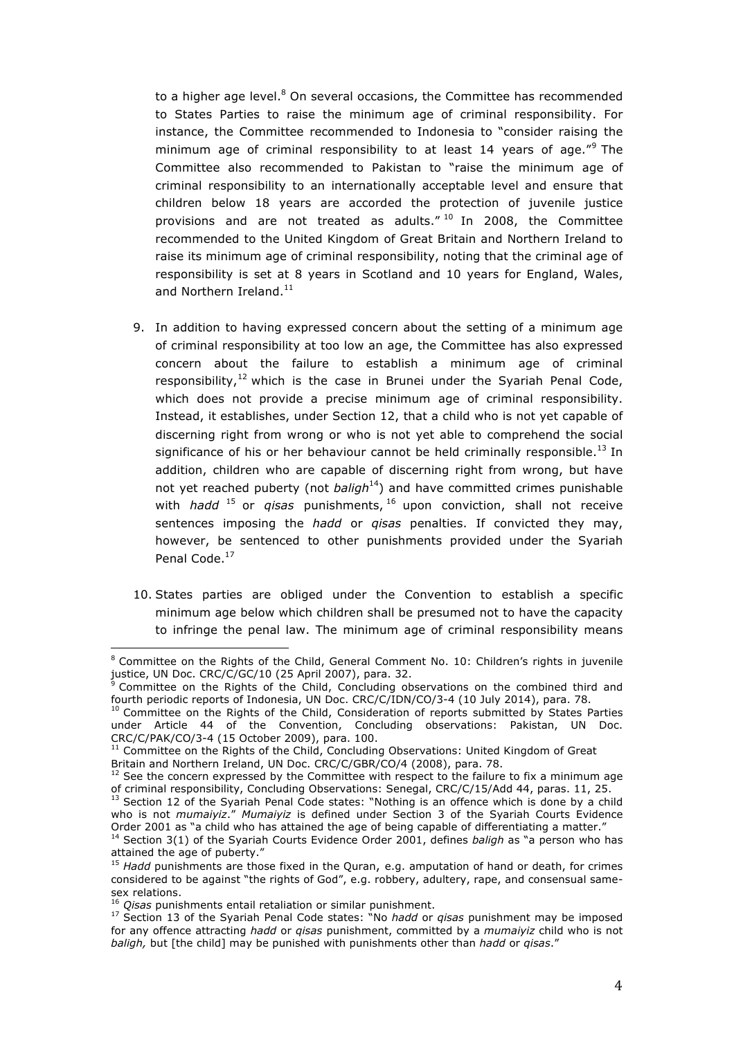to a higher age level.[8] On several occasions, the Committee has recommended to States Parties to raise the minimum age of criminal responsibility. For instance, the Committee recommended to Indonesia to "consider raising the minimum age of criminal responsibility to at least 14 years of age."[9] The Committee also recommended to Pakistan to "raise the minimum age of criminal responsibility to an internationally acceptable level and ensure that children below 18 years are accorded the protection of juvenile justice provisions and are not treated as adults."[10] In 2008, the Committee recommended to the United Kingdom of Great Britain and Northern Ireland to raise its minimum age of criminal responsibility, noting that the criminal age of responsibility is set at 8 years in Scotland and 10 years for England, Wales, and Northern Ireland.[11]

9. In addition to having expressed concern about the setting of a minimum age of criminal responsibility at too low an age, the Committee has also expressed concern about the failure to establish a minimum age of criminal responsibility,[12] which is the case in Brunei under the Syariah Penal Code, which does not provide a precise minimum age of criminal responsibility. Instead, it establishes, under Section 12, that a child who is not yet capable of discerning right from wrong or who is not yet able to comprehend the social significance of his or her behaviour cannot be held criminally responsible.[13] In addition, children who are capable of discerning right from wrong, but have not yet reached puberty (not *baligh*[14]) and have committed crimes punishable with *hadd*[15] or *qisas* punishments,[16] upon conviction, shall not receive sentences imposing the *hadd* or *qisas* penalties. If convicted they may, however, be sentenced to other punishments provided under the Syariah Penal Code.[17]

10. States parties are obliged under the Convention to establish a specific minimum age below which children shall be presumed not to have the capacity to infringe the penal law. The minimum age of criminal responsibility means

---

[8] Committee on the Rights of the Child, General Comment No. 10: Children's rights in juvenile justice, UN Doc. CRC/C/GC/10 (25 April 2007), para. 32.

[9] Committee on the Rights of the Child, Concluding observations on the combined third and fourth periodic reports of Indonesia, UN Doc. CRC/C/IDN/CO/3-4 (10 July 2014), para. 78.

[10] Committee on the Rights of the Child, Consideration of reports submitted by States Parties under Article 44 of the Convention, Concluding observations: Pakistan, UN Doc. CRC/C/PAK/CO/3-4 (15 October 2009), para. 100.

[11] Committee on the Rights of the Child, Concluding Observations: United Kingdom of Great Britain and Northern Ireland, UN Doc. CRC/C/GBR/CO/4 (2008), para. 78.

[12] See the concern expressed by the Committee with respect to the failure to fix a minimum age of criminal responsibility, Concluding Observations: Senegal, CRC/C/15/Add 44, paras. 11, 25.

[13] Section 12 of the Syariah Penal Code states: "Nothing is an offence which is done by a child who is not *mumaiyiz*." *Mumaiyiz* is defined under Section 3 of the Syariah Courts Evidence Order 2001 as "a child who has attained the age of being capable of differentiating a matter."

[14] Section 3(1) of the Syariah Courts Evidence Order 2001, defines *baligh* as "a person who has attained the age of puberty."

[15] *Hadd* punishments are those fixed in the Quran, e.g. amputation of hand or death, for crimes considered to be against "the rights of God", e.g. robbery, adultery, rape, and consensual same-sex relations.

[16] *Qisas* punishments entail retaliation or similar punishment.

[17] Section 13 of the Syariah Penal Code states: "No *hadd* or *qisas* punishment may be imposed for any offence attracting *hadd* or *qisas* punishment, committed by a *mumaiyiz* child who is not *baligh,* but [the child] may be punished with punishments other than *hadd* or *qisas*."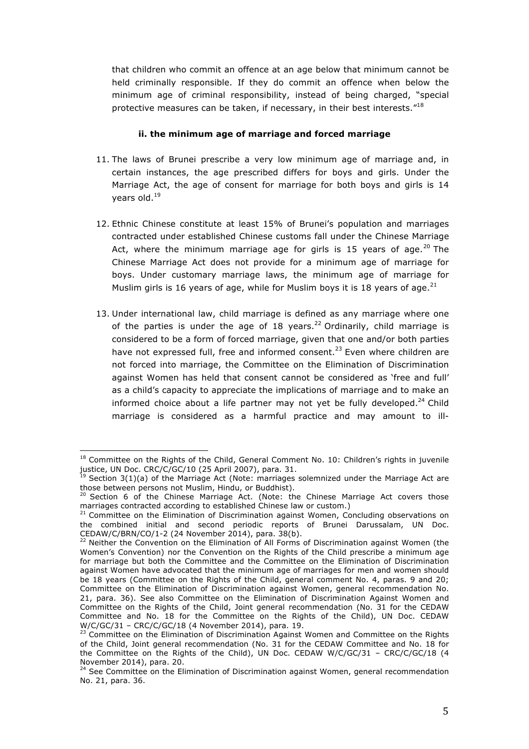that children who commit an offence at an age below that minimum cannot be held criminally responsible. If they do commit an offence when below the minimum age of criminal responsibility, instead of being charged, "special protective measures can be taken, if necessary, in their best interests."[18]

#### ii. the minimum age of marriage and forced marriage

11. The laws of Brunei prescribe a very low minimum age of marriage and, in certain instances, the age prescribed differs for boys and girls. Under the Marriage Act, the age of consent for marriage for both boys and girls is 14 years old.[19]

12. Ethnic Chinese constitute at least 15% of Brunei's population and marriages contracted under established Chinese customs fall under the Chinese Marriage Act, where the minimum marriage age for girls is 15 years of age.[20] The Chinese Marriage Act does not provide for a minimum age of marriage for boys. Under customary marriage laws, the minimum age of marriage for Muslim girls is 16 years of age, while for Muslim boys it is 18 years of age.[21]

13. Under international law, child marriage is defined as any marriage where one of the parties is under the age of 18 years.[22] Ordinarily, child marriage is considered to be a form of forced marriage, given that one and/or both parties have not expressed full, free and informed consent.[23] Even where children are not forced into marriage, the Committee on the Elimination of Discrimination against Women has held that consent cannot be considered as 'free and full' as a child's capacity to appreciate the implications of marriage and to make an informed choice about a life partner may not yet be fully developed.[24] Child marriage is considered as a harmful practice and may amount to ill-

---

[18] Committee on the Rights of the Child, General Comment No. 10: Children's rights in juvenile justice, UN Doc. CRC/C/GC/10 (25 April 2007), para. 31.

[19] Section 3(1)(a) of the Marriage Act (Note: marriages solemnized under the Marriage Act are those between persons not Muslim, Hindu, or Buddhist).

[20] Section 6 of the Chinese Marriage Act. (Note: the Chinese Marriage Act covers those marriages contracted according to established Chinese law or custom.)

[21] Committee on the Elimination of Discrimination against Women, Concluding observations on the combined initial and second periodic reports of Brunei Darussalam, UN Doc. CEDAW/C/BRN/CO/1-2 (24 November 2014), para. 38(b).

[22] Neither the Convention on the Elimination of All Forms of Discrimination against Women (the Women's Convention) nor the Convention on the Rights of the Child prescribe a minimum age for marriage but both the Committee and the Committee on the Elimination of Discrimination against Women have advocated that the minimum age of marriages for men and women should be 18 years (Committee on the Rights of the Child, general comment No. 4, paras. 9 and 20; Committee on the Elimination of Discrimination against Women, general recommendation No. 21, para. 36). See also Committee on the Elimination of Discrimination Against Women and Committee on the Rights of the Child, Joint general recommendation (No. 31 for the CEDAW Committee and No. 18 for the Committee on the Rights of the Child), UN Doc. CEDAW W/C/GC/31 – CRC/C/GC/18 (4 November 2014), para. 19.

[23] Committee on the Elimination of Discrimination Against Women and Committee on the Rights of the Child, Joint general recommendation (No. 31 for the CEDAW Committee and No. 18 for the Committee on the Rights of the Child), UN Doc. CEDAW W/C/GC/31 – CRC/C/GC/18 (4 November 2014), para. 20.

[24] See Committee on the Elimination of Discrimination against Women, general recommendation No. 21, para. 36.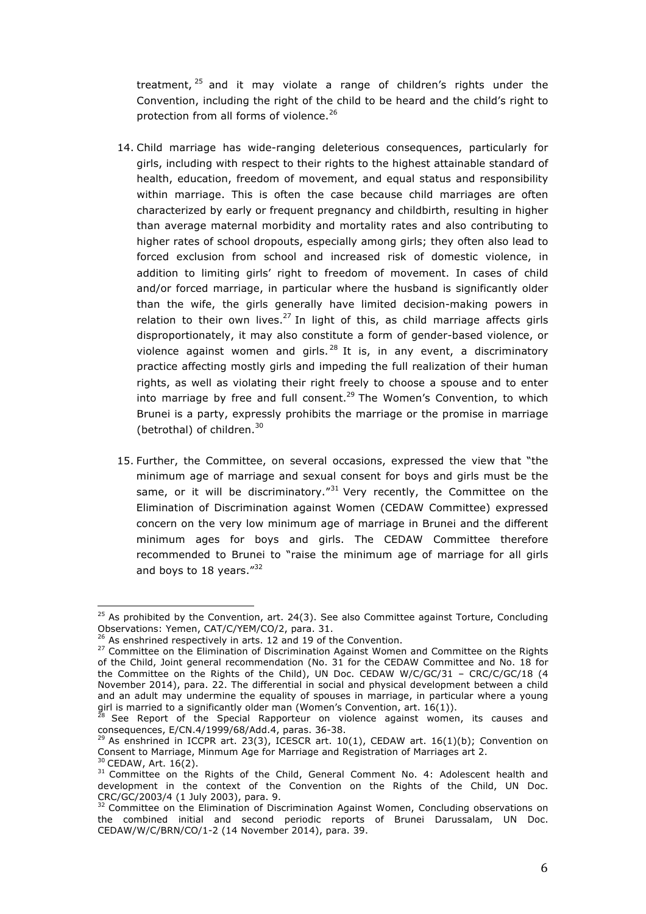treatment,[25] and it may violate a range of children's rights under the Convention, including the right of the child to be heard and the child's right to protection from all forms of violence.[26]

14. Child marriage has wide-ranging deleterious consequences, particularly for girls, including with respect to their rights to the highest attainable standard of health, education, freedom of movement, and equal status and responsibility within marriage. This is often the case because child marriages are often characterized by early or frequent pregnancy and childbirth, resulting in higher than average maternal morbidity and mortality rates and also contributing to higher rates of school dropouts, especially among girls; they often also lead to forced exclusion from school and increased risk of domestic violence, in addition to limiting girls' right to freedom of movement. In cases of child and/or forced marriage, in particular where the husband is significantly older than the wife, the girls generally have limited decision-making powers in relation to their own lives.[27] In light of this, as child marriage affects girls disproportionately, it may also constitute a form of gender-based violence, or violence against women and girls.[28] It is, in any event, a discriminatory practice affecting mostly girls and impeding the full realization of their human rights, as well as violating their right freely to choose a spouse and to enter into marriage by free and full consent.[29] The Women's Convention, to which Brunei is a party, expressly prohibits the marriage or the promise in marriage (betrothal) of children.[30]

15. Further, the Committee, on several occasions, expressed the view that "the minimum age of marriage and sexual consent for boys and girls must be the same, or it will be discriminatory."[31] Very recently, the Committee on the Elimination of Discrimination against Women (CEDAW Committee) expressed concern on the very low minimum age of marriage in Brunei and the different minimum ages for boys and girls. The CEDAW Committee therefore recommended to Brunei to "raise the minimum age of marriage for all girls and boys to 18 years."[32]

---

[25] As prohibited by the Convention, art. 24(3). See also Committee against Torture, Concluding Observations: Yemen, CAT/C/YEM/CO/2, para. 31.

[26] As enshrined respectively in arts. 12 and 19 of the Convention.

[27] Committee on the Elimination of Discrimination Against Women and Committee on the Rights of the Child, Joint general recommendation (No. 31 for the CEDAW Committee and No. 18 for the Committee on the Rights of the Child), UN Doc. CEDAW W/C/GC/31 – CRC/C/GC/18 (4 November 2014), para. 22. The differential in social and physical development between a child and an adult may undermine the equality of spouses in marriage, in particular where a young girl is married to a significantly older man (Women's Convention, art. 16(1)).

[28] See Report of the Special Rapporteur on violence against women, its causes and consequences, E/CN.4/1999/68/Add.4, paras. 36-38.

[29] As enshrined in ICCPR art. 23(3), ICESCR art. 10(1), CEDAW art. 16(1)(b); Convention on Consent to Marriage, Minmum Age for Marriage and Registration of Marriages art 2.

[30] CEDAW, Art. 16(2).

[31] Committee on the Rights of the Child, General Comment No. 4: Adolescent health and development in the context of the Convention on the Rights of the Child, UN Doc. CRC/GC/2003/4 (1 July 2003), para. 9.

[32] Committee on the Elimination of Discrimination Against Women, Concluding observations on the combined initial and second periodic reports of Brunei Darussalam, UN Doc. CEDAW/W/C/BRN/CO/1-2 (14 November 2014), para. 39.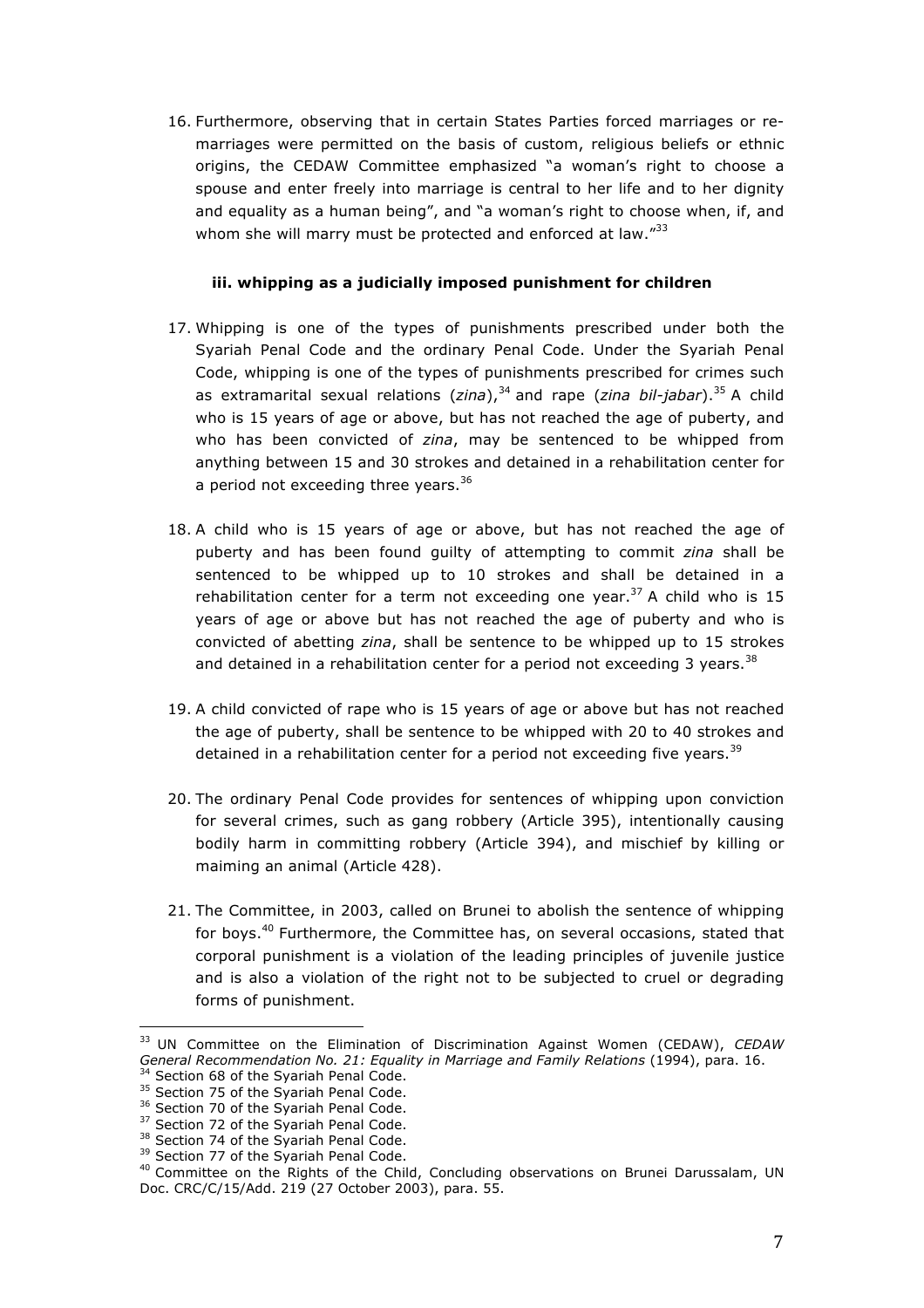16. Furthermore, observing that in certain States Parties forced marriages or re-marriages were permitted on the basis of custom, religious beliefs or ethnic origins, the CEDAW Committee emphasized "a woman's right to choose a spouse and enter freely into marriage is central to her life and to her dignity and equality as a human being", and "a woman's right to choose when, if, and whom she will marry must be protected and enforced at law."[33]

### iii. whipping as a judicially imposed punishment for children

17. Whipping is one of the types of punishments prescribed under both the Syariah Penal Code and the ordinary Penal Code. Under the Syariah Penal Code, whipping is one of the types of punishments prescribed for crimes such as extramarital sexual relations (*zina*),[34] and rape (*zina bil-jabar*).[35] A child who is 15 years of age or above, but has not reached the age of puberty, and who has been convicted of *zina*, may be sentenced to be whipped from anything between 15 and 30 strokes and detained in a rehabilitation center for a period not exceeding three years.[36]

18. A child who is 15 years of age or above, but has not reached the age of puberty and has been found guilty of attempting to commit *zina* shall be sentenced to be whipped up to 10 strokes and shall be detained in a rehabilitation center for a term not exceeding one year.[37] A child who is 15 years of age or above but has not reached the age of puberty and who is convicted of abetting *zina*, shall be sentence to be whipped up to 15 strokes and detained in a rehabilitation center for a period not exceeding 3 years.[38]

19. A child convicted of rape who is 15 years of age or above but has not reached the age of puberty, shall be sentence to be whipped with 20 to 40 strokes and detained in a rehabilitation center for a period not exceeding five years.[39]

20. The ordinary Penal Code provides for sentences of whipping upon conviction for several crimes, such as gang robbery (Article 395), intentionally causing bodily harm in committing robbery (Article 394), and mischief by killing or maiming an animal (Article 428).

21. The Committee, in 2003, called on Brunei to abolish the sentence of whipping for boys.[40] Furthermore, the Committee has, on several occasions, stated that corporal punishment is a violation of the leading principles of juvenile justice and is also a violation of the right not to be subjected to cruel or degrading forms of punishment.

---

[33] UN Committee on the Elimination of Discrimination Against Women (CEDAW), *CEDAW General Recommendation No. 21: Equality in Marriage and Family Relations* (1994), para. 16.

[34] Section 68 of the Syariah Penal Code.

[35] Section 75 of the Syariah Penal Code.

[36] Section 70 of the Syariah Penal Code.

[37] Section 72 of the Syariah Penal Code.

[38] Section 74 of the Syariah Penal Code.

[39] Section 77 of the Syariah Penal Code.

[40] Committee on the Rights of the Child, Concluding observations on Brunei Darussalam, UN Doc. CRC/C/15/Add. 219 (27 October 2003), para. 55.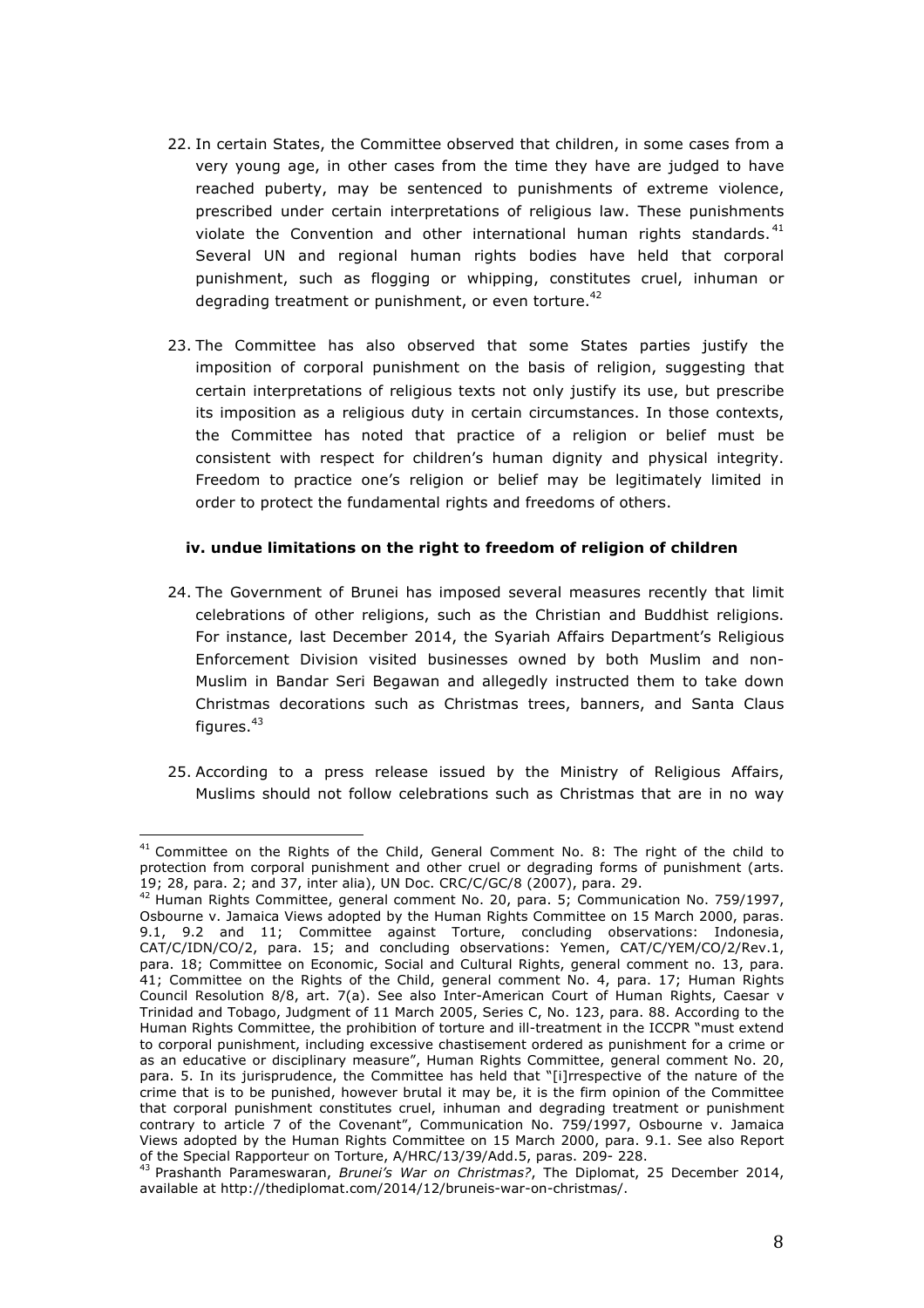22. In certain States, the Committee observed that children, in some cases from a very young age, in other cases from the time they have are judged to have reached puberty, may be sentenced to punishments of extreme violence, prescribed under certain interpretations of religious law. These punishments violate the Convention and other international human rights standards.[41] Several UN and regional human rights bodies have held that corporal punishment, such as flogging or whipping, constitutes cruel, inhuman or degrading treatment or punishment, or even torture.[42]

23. The Committee has also observed that some States parties justify the imposition of corporal punishment on the basis of religion, suggesting that certain interpretations of religious texts not only justify its use, but prescribe its imposition as a religious duty in certain circumstances. In those contexts, the Committee has noted that practice of a religion or belief must be consistent with respect for children's human dignity and physical integrity. Freedom to practice one's religion or belief may be legitimately limited in order to protect the fundamental rights and freedoms of others.

#### iv. undue limitations on the right to freedom of religion of children

24. The Government of Brunei has imposed several measures recently that limit celebrations of other religions, such as the Christian and Buddhist religions. For instance, last December 2014, the Syariah Affairs Department's Religious Enforcement Division visited businesses owned by both Muslim and non-Muslim in Bandar Seri Begawan and allegedly instructed them to take down Christmas decorations such as Christmas trees, banners, and Santa Claus figures.[43]

25. According to a press release issued by the Ministry of Religious Affairs, Muslims should not follow celebrations such as Christmas that are in no way

---

[41] Committee on the Rights of the Child, General Comment No. 8: The right of the child to protection from corporal punishment and other cruel or degrading forms of punishment (arts. 19; 28, para. 2; and 37, inter alia), UN Doc. CRC/C/GC/8 (2007), para. 29.

[42] Human Rights Committee, general comment No. 20, para. 5; Communication No. 759/1997, Osbourne v. Jamaica Views adopted by the Human Rights Committee on 15 March 2000, paras. 9.1, 9.2 and 11; Committee against Torture, concluding observations: Indonesia, CAT/C/IDN/CO/2, para. 15; and concluding observations: Yemen, CAT/C/YEM/CO/2/Rev.1, para. 18; Committee on Economic, Social and Cultural Rights, general comment no. 13, para. 41; Committee on the Rights of the Child, general comment No. 4, para. 17; Human Rights Council Resolution 8/8, art. 7(a). See also Inter-American Court of Human Rights, Caesar v Trinidad and Tobago, Judgment of 11 March 2005, Series C, No. 123, para. 88. According to the Human Rights Committee, the prohibition of torture and ill-treatment in the ICCPR "must extend to corporal punishment, including excessive chastisement ordered as punishment for a crime or as an educative or disciplinary measure", Human Rights Committee, general comment No. 20, para. 5. In its jurisprudence, the Committee has held that "[i]rrespective of the nature of the crime that is to be punished, however brutal it may be, it is the firm opinion of the Committee that corporal punishment constitutes cruel, inhuman and degrading treatment or punishment contrary to article 7 of the Covenant", Communication No. 759/1997, Osbourne v. Jamaica Views adopted by the Human Rights Committee on 15 March 2000, para. 9.1. See also Report of the Special Rapporteur on Torture, A/HRC/13/39/Add.5, paras. 209- 228.

[43] Prashanth Parameswaran, *Brunei's War on Christmas?*, The Diplomat, 25 December 2014, available at http://thediplomat.com/2014/12/bruneis-war-on-christmas/.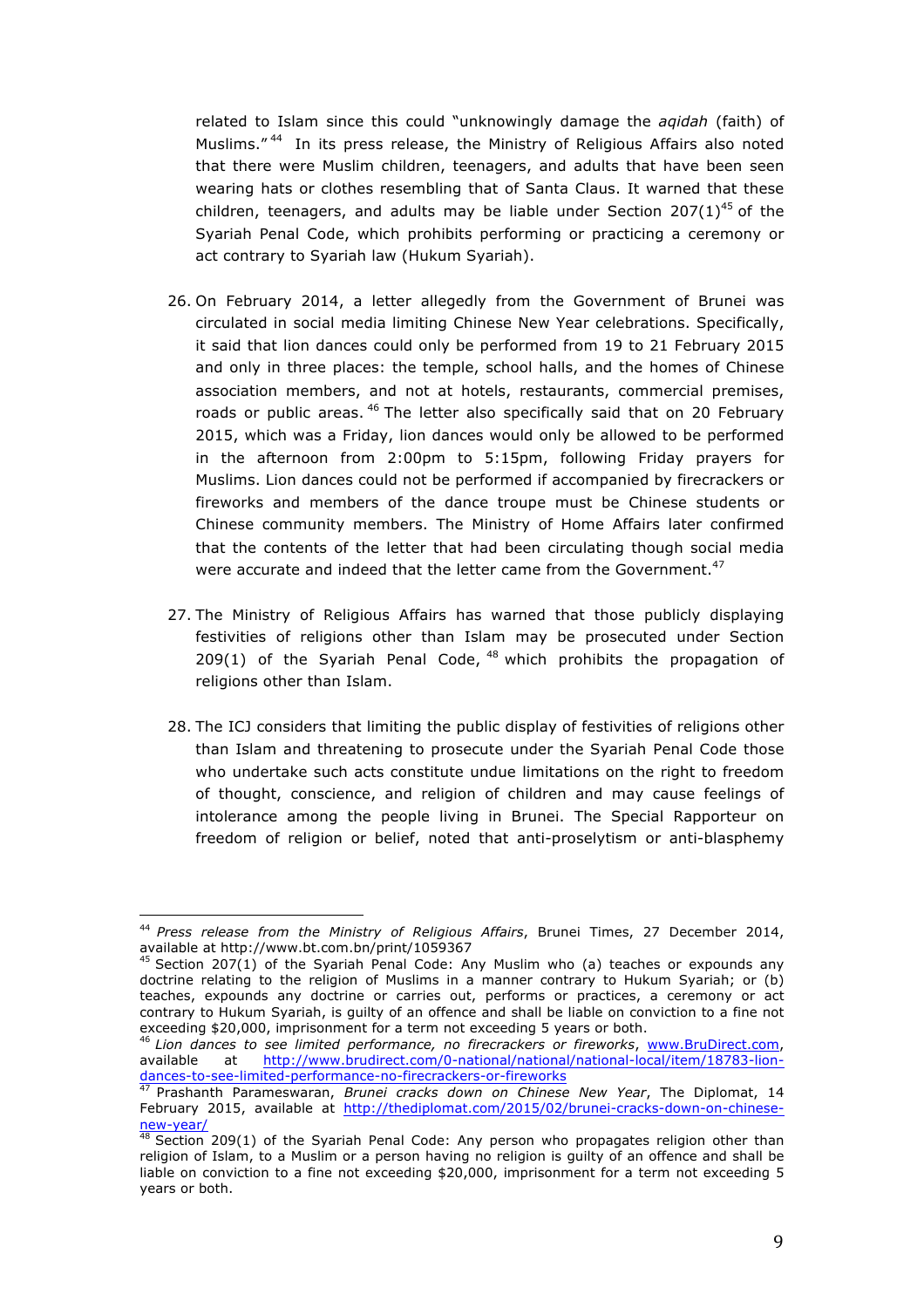related to Islam since this could "unknowingly damage the *aqidah* (faith) of Muslims."[44] In its press release, the Ministry of Religious Affairs also noted that there were Muslim children, teenagers, and adults that have been seen wearing hats or clothes resembling that of Santa Claus. It warned that these children, teenagers, and adults may be liable under Section 207(1)[45] of the Syariah Penal Code, which prohibits performing or practicing a ceremony or act contrary to Syariah law (Hukum Syariah).

26. On February 2014, a letter allegedly from the Government of Brunei was circulated in social media limiting Chinese New Year celebrations. Specifically, it said that lion dances could only be performed from 19 to 21 February 2015 and only in three places: the temple, school halls, and the homes of Chinese association members, and not at hotels, restaurants, commercial premises, roads or public areas.[46] The letter also specifically said that on 20 February 2015, which was a Friday, lion dances would only be allowed to be performed in the afternoon from 2:00pm to 5:15pm, following Friday prayers for Muslims. Lion dances could not be performed if accompanied by firecrackers or fireworks and members of the dance troupe must be Chinese students or Chinese community members. The Ministry of Home Affairs later confirmed that the contents of the letter that had been circulating though social media were accurate and indeed that the letter came from the Government.[47]

27. The Ministry of Religious Affairs has warned that those publicly displaying festivities of religions other than Islam may be prosecuted under Section 209(1) of the Syariah Penal Code,[48] which prohibits the propagation of religions other than Islam.

28. The ICJ considers that limiting the public display of festivities of religions other than Islam and threatening to prosecute under the Syariah Penal Code those who undertake such acts constitute undue limitations on the right to freedom of thought, conscience, and religion of children and may cause feelings of intolerance among the people living in Brunei. The Special Rapporteur on freedom of religion or belief, noted that anti-proselytism or anti-blasphemy

---

[44] *Press release from the Ministry of Religious Affairs*, Brunei Times, 27 December 2014, available at http://www.bt.com.bn/print/1059367

[45] Section 207(1) of the Syariah Penal Code: Any Muslim who (a) teaches or expounds any doctrine relating to the religion of Muslims in a manner contrary to Hukum Syariah; or (b) teaches, expounds any doctrine or carries out, performs or practices, a ceremony or act contrary to Hukum Syariah, is guilty of an offence and shall be liable on conviction to a fine not exceeding $20,000, imprisonment for a term not exceeding 5 years or both.

[46] *Lion dances to see limited performance, no firecrackers or fireworks*, www.BruDirect.com, available at http://www.brudirect.com/0-national/national/national-local/item/18783-lion-dances-to-see-limited-performance-no-firecrackers-or-fireworks

[47] Prashanth Parameswaran, *Brunei cracks down on Chinese New Year*, The Diplomat, 14 February 2015, available at http://thediplomat.com/2015/02/brunei-cracks-down-on-chinese-new-year/

[48] Section 209(1) of the Syariah Penal Code: Any person who propagates religion other than religion of Islam, to a Muslim or a person having no religion is guilty of an offence and shall be liable on conviction to a fine not exceeding $20,000, imprisonment for a term not exceeding 5 years or both.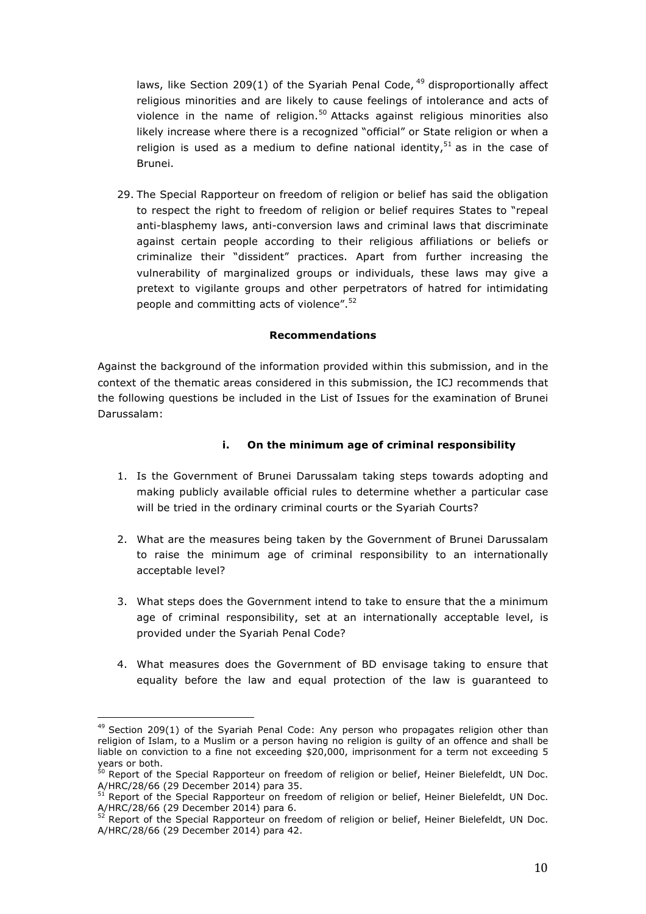laws, like Section 209(1) of the Syariah Penal Code,[49] disproportionally affect religious minorities and are likely to cause feelings of intolerance and acts of violence in the name of religion.[50] Attacks against religious minorities also likely increase where there is a recognized "official" or State religion or when a religion is used as a medium to define national identity,[51] as in the case of Brunei.

29. The Special Rapporteur on freedom of religion or belief has said the obligation to respect the right to freedom of religion or belief requires States to "repeal anti-blasphemy laws, anti-conversion laws and criminal laws that discriminate against certain people according to their religious affiliations or beliefs or criminalize their "dissident" practices. Apart from further increasing the vulnerability of marginalized groups or individuals, these laws may give a pretext to vigilante groups and other perpetrators of hatred for intimidating people and committing acts of violence".[52]

## Recommendations

Against the background of the information provided within this submission, and in the context of the thematic areas considered in this submission, the ICJ recommends that the following questions be included in the List of Issues for the examination of Brunei Darussalam:

### i. On the minimum age of criminal responsibility

1. Is the Government of Brunei Darussalam taking steps towards adopting and making publicly available official rules to determine whether a particular case will be tried in the ordinary criminal courts or the Syariah Courts?

2. What are the measures being taken by the Government of Brunei Darussalam to raise the minimum age of criminal responsibility to an internationally acceptable level?

3. What steps does the Government intend to take to ensure that the a minimum age of criminal responsibility, set at an internationally acceptable level, is provided under the Syariah Penal Code?

4. What measures does the Government of BD envisage taking to ensure that equality before the law and equal protection of the law is guaranteed to

---

[49] Section 209(1) of the Syariah Penal Code: Any person who propagates religion other than religion of Islam, to a Muslim or a person having no religion is guilty of an offence and shall be liable on conviction to a fine not exceeding $20,000, imprisonment for a term not exceeding 5 years or both.

[50] Report of the Special Rapporteur on freedom of religion or belief, Heiner Bielefeldt, UN Doc. A/HRC/28/66 (29 December 2014) para 35.

[51] Report of the Special Rapporteur on freedom of religion or belief, Heiner Bielefeldt, UN Doc. A/HRC/28/66 (29 December 2014) para 6.

[52] Report of the Special Rapporteur on freedom of religion or belief, Heiner Bielefeldt, UN Doc. A/HRC/28/66 (29 December 2014) para 42.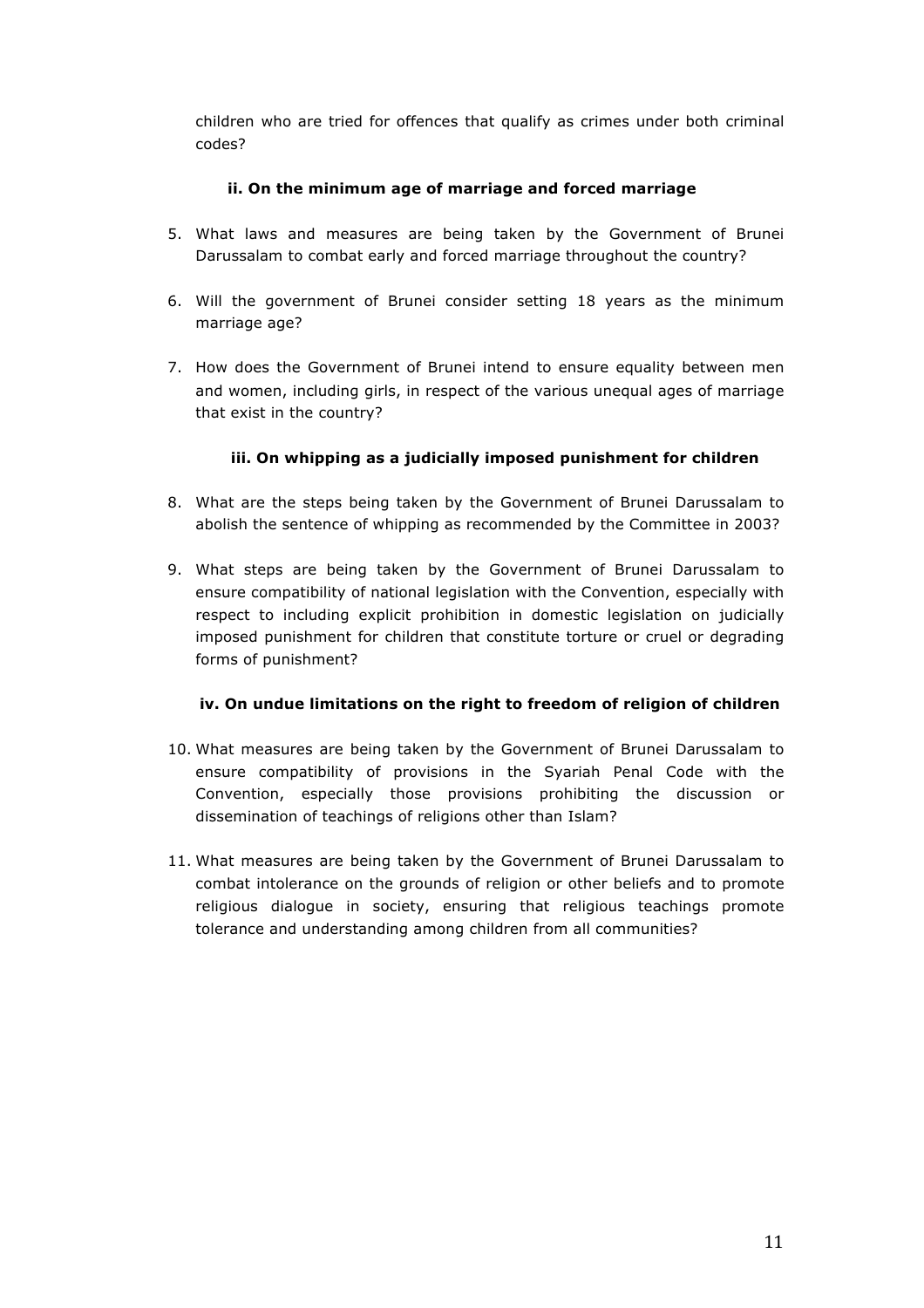children who are tried for offences that qualify as crimes under both criminal codes?

### ii. On the minimum age of marriage and forced marriage

5. What laws and measures are being taken by the Government of Brunei Darussalam to combat early and forced marriage throughout the country?

6. Will the government of Brunei consider setting 18 years as the minimum marriage age?

7. How does the Government of Brunei intend to ensure equality between men and women, including girls, in respect of the various unequal ages of marriage that exist in the country?

### iii. On whipping as a judicially imposed punishment for children

8. What are the steps being taken by the Government of Brunei Darussalam to abolish the sentence of whipping as recommended by the Committee in 2003?

9. What steps are being taken by the Government of Brunei Darussalam to ensure compatibility of national legislation with the Convention, especially with respect to including explicit prohibition in domestic legislation on judicially imposed punishment for children that constitute torture or cruel or degrading forms of punishment?

### iv. On undue limitations on the right to freedom of religion of children

10. What measures are being taken by the Government of Brunei Darussalam to ensure compatibility of provisions in the Syariah Penal Code with the Convention, especially those provisions prohibiting the discussion or dissemination of teachings of religions other than Islam?

11. What measures are being taken by the Government of Brunei Darussalam to combat intolerance on the grounds of religion or other beliefs and to promote religious dialogue in society, ensuring that religious teachings promote tolerance and understanding among children from all communities?